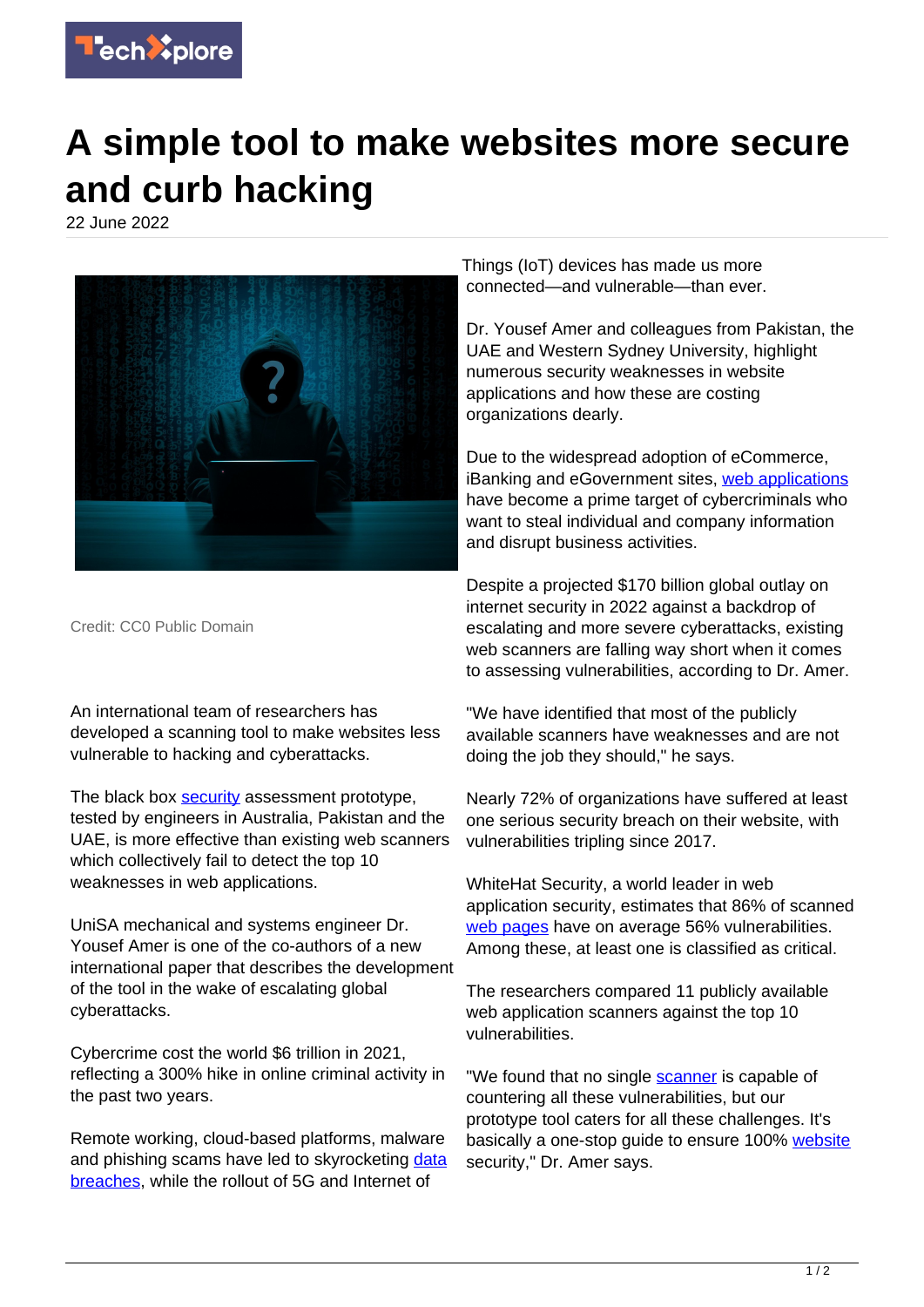# A simple tool to make websites more secure and curb hacking

22 June 2022

Credit: CC0 Public Domain

An international team of researchers has developed a scanning tool to make websites less vulnerable to hacking and cyberattacks.

The black box security assessment prototype, tested by engineers in Australia, Pakistan and the UAE, is more effective than existing web scanners which collectively fail to detect the top 10 weaknesses in web applications.

UniSA mechanical and systems engineer Dr. Yousef Amer is one of the co-authors of a new international paper that describes the development of the tool in the wake of escalating global cyberattacks.

Cybercrime cost the world $6 trillion in 2021, reflecting a 300% hike in online criminal activity in the past two years.

Remote working, cloud-based platforms, malware and phishing scams have led to skyrocketing data breaches, while the rollout of 5G and Internet of Things (IoT) devices has made us more connected—and vulnerable—than ever.

Dr. Yousef Amer and colleagues from Pakistan, the UAE and Western Sydney University, highlight numerous security weaknesses in website applications and how these are costing organizations dearly.

Due to the widespread adoption of eCommerce, iBanking and eGovernment sites, web applications have become a prime target of cybercriminals who want to steal individual and company information and disrupt business activities.

Despite a projected $170 billion global outlay on internet security in 2022 against a backdrop of escalating and more severe cyberattacks, existing web scanners are falling way short when it comes to assessing vulnerabilities, according to Dr. Amer.

"We have identified that most of the publicly available scanners have weaknesses and are not doing the job they should," he says.

Nearly 72% of organizations have suffered at least one serious security breach on their website, with vulnerabilities tripling since 2017.

WhiteHat Security, a world leader in web application security, estimates that 86% of scanned web pages have on average 56% vulnerabilities. Among these, at least one is classified as critical.

The researchers compared 11 publicly available web application scanners against the top 10 vulnerabilities.

"We found that no single scanner is capable of countering all these vulnerabilities, but our prototype tool caters for all these challenges. It's basically a one-stop guide to ensure 100% website security," Dr. Amer says.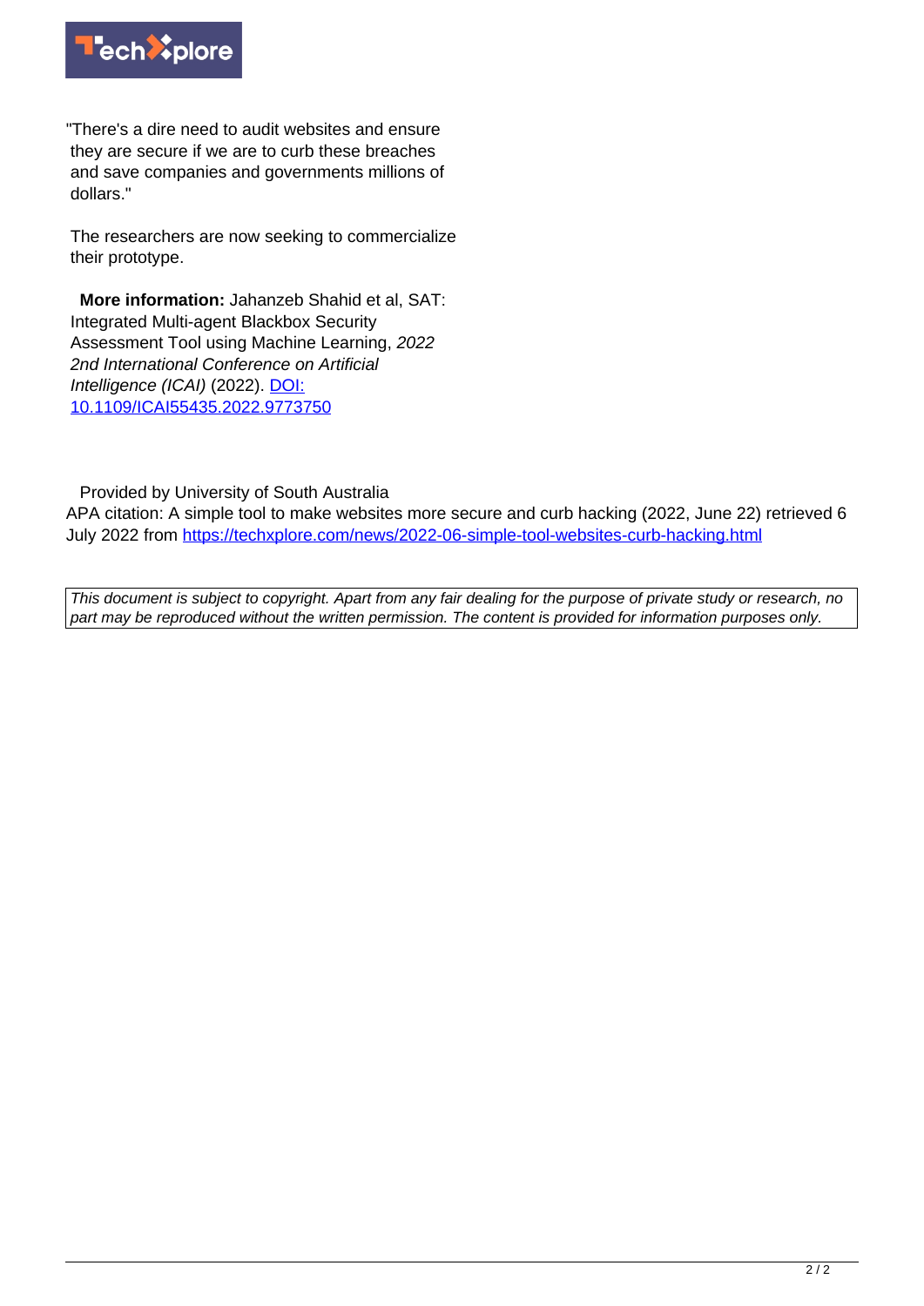"There's a dire need to audit websites and ensure they are secure if we are to curb these breaches and save companies and governments millions of dollars."

The researchers are now seeking to commercialize their prototype.

**More information:** Jahanzeb Shahid et al, SAT: Integrated Multi-agent Blackbox Security Assessment Tool using Machine Learning, *2022 2nd International Conference on Artificial Intelligence (ICAI)* (2022). [DOI: 10.1109/ICAI55435.2022.9773750](https://dx.doi.org/10.1109/ICAI55435.2022.9773750)

Provided by University of South Australia

APA citation: A simple tool to make websites more secure and curb hacking (2022, June 22) retrieved 6 July 2022 from https://techxplore.com/news/2022-06-simple-tool-websites-curb-hacking.html

*This document is subject to copyright. Apart from any fair dealing for the purpose of private study or research, no part may be reproduced without the written permission. The content is provided for information purposes only.*